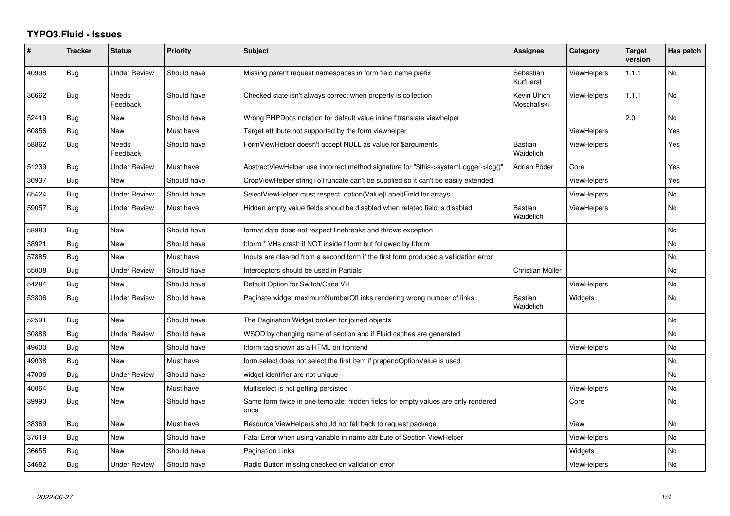# TYPO3.Fluid - Issues

| # | Tracker | Status | Priority | Subject | Assignee | Category | Target version | Has patch |
|---|---|---|---|---|---|---|---|---|
| 40998 | Bug | Under Review | Should have | Missing parent request namespaces in form field name prefix | Sebastian Kurfuerst | ViewHelpers | 1.1.1 | No |
| 36662 | Bug | Needs Feedback | Should have | Checked state isn't always correct when property is collection | Kevin Ulrich Moschallski | ViewHelpers | 1.1.1 | No |
| 52419 | Bug | New | Should have | Wrong PHPDocs notation for default value inline f:translate viewhelper | | | 2.0 | No |
| 60856 | Bug | New | Must have | Target attribute not supported by the form viewhelper | | ViewHelpers | | Yes |
| 58862 | Bug | Needs Feedback | Should have | FormViewHelper doesn't accept NULL as value for $arguments | Bastian Waidelich | ViewHelpers | | Yes |
| 51239 | Bug | Under Review | Must have | AbstractViewHelper use incorrect method signature for "$this->systemLogger->log()" | Adrian Föder | Core | | Yes |
| 30937 | Bug | New | Should have | CropViewHelper stringToTruncate can't be supplied so it can't be easily extended | | ViewHelpers | | Yes |
| 65424 | Bug | Under Review | Should have | SelectViewHelper must respect option(Value\|Label)Field for arrays | | ViewHelpers | | No |
| 59057 | Bug | Under Review | Must have | Hidden empty value fields shoud be disabled when related field is disabled | Bastian Waidelich | ViewHelpers | | No |
| 58983 | Bug | New | Should have | format.date does not respect linebreaks and throws exception | | | | No |
| 58921 | Bug | New | Should have | f:form.* VHs crash if NOT inside f:form but followed by f:form | | | | No |
| 57885 | Bug | New | Must have | Inputs are cleared from a second form if the first form produced a vallidation error | | | | No |
| 55008 | Bug | Under Review | Should have | Interceptors should be used in Partials | Christian Müller | | | No |
| 54284 | Bug | New | Should have | Default Option for Switch/Case VH | | ViewHelpers | | No |
| 53806 | Bug | Under Review | Should have | Paginate widget maximumNumberOfLinks rendering wrong number of links | Bastian Waidelich | Widgets | | No |
| 52591 | Bug | New | Should have | The Pagination Widget broken for joined objects | | | | No |
| 50888 | Bug | Under Review | Should have | WSOD by changing name of section and if Fluid caches are generated | | | | No |
| 49600 | Bug | New | Should have | f:form tag shown as a HTML on frontend | | ViewHelpers | | No |
| 49038 | Bug | New | Must have | form.select does not select the first item if prependOptionValue is used | | | | No |
| 47006 | Bug | Under Review | Should have | widget identifier are not unique | | | | No |
| 40064 | Bug | New | Must have | Multiselect is not getting persisted | | ViewHelpers | | No |
| 39990 | Bug | New | Should have | Same form twice in one template: hidden fields for empty values are only rendered once | | Core | | No |
| 38369 | Bug | New | Must have | Resource ViewHelpers should not fall back to request package | | View | | No |
| 37619 | Bug | New | Should have | Fatal Error when using variable in name attribute of Section ViewHelper | | ViewHelpers | | No |
| 36655 | Bug | New | Should have | Pagination Links | | Widgets | | No |
| 34682 | Bug | Under Review | Should have | Radio Button missing checked on validation error | | ViewHelpers | | No |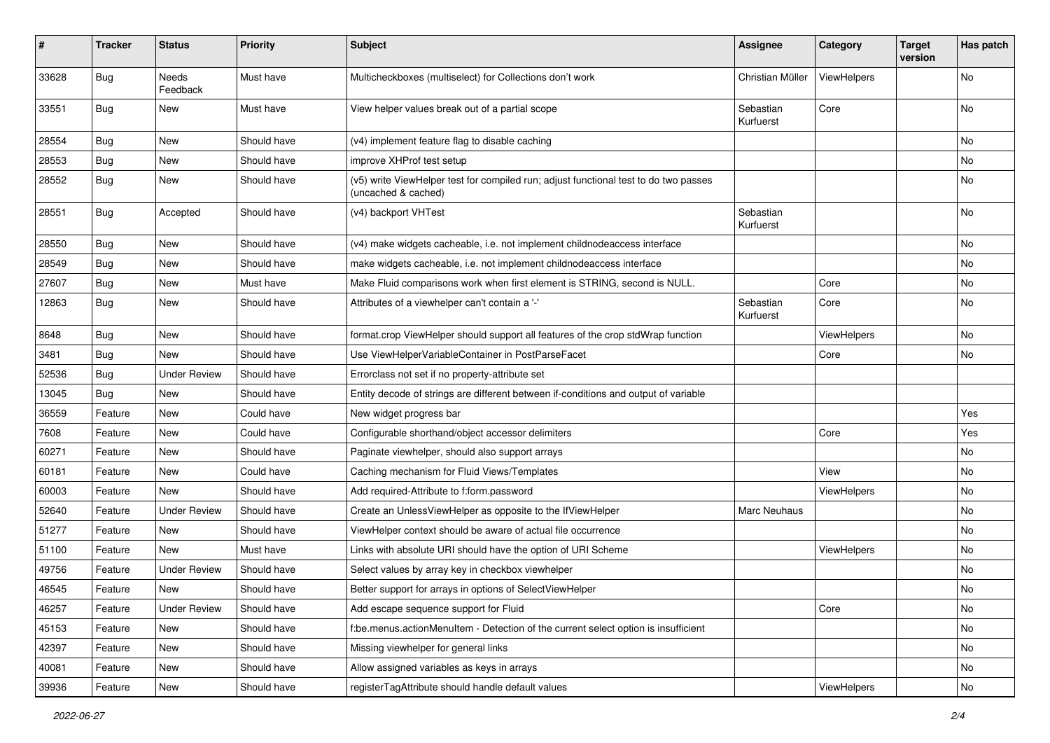| # | Tracker | Status | Priority | Subject | Assignee | Category | Target version | Has patch |
|---|---|---|---|---|---|---|---|---|
| 33628 | Bug | Needs Feedback | Must have | Multicheckboxes (multiselect) for Collections don't work | Christian Müller | ViewHelpers | | No |
| 33551 | Bug | New | Must have | View helper values break out of a partial scope | Sebastian Kurfuerst | Core | | No |
| 28554 | Bug | New | Should have | (v4) implement feature flag to disable caching | | | | No |
| 28553 | Bug | New | Should have | improve XHProf test setup | | | | No |
| 28552 | Bug | New | Should have | (v5) write ViewHelper test for compiled run; adjust functional test to do two passes (uncached & cached) | | | | No |
| 28551 | Bug | Accepted | Should have | (v4) backport VHTest | Sebastian Kurfuerst | | | No |
| 28550 | Bug | New | Should have | (v4) make widgets cacheable, i.e. not implement childnodeaccess interface | | | | No |
| 28549 | Bug | New | Should have | make widgets cacheable, i.e. not implement childnodeaccess interface | | | | No |
| 27607 | Bug | New | Must have | Make Fluid comparisons work when first element is STRING, second is NULL. | | Core | | No |
| 12863 | Bug | New | Should have | Attributes of a viewhelper can't contain a '-' | Sebastian Kurfuerst | Core | | No |
| 8648 | Bug | New | Should have | format.crop ViewHelper should support all features of the crop stdWrap function | | ViewHelpers | | No |
| 3481 | Bug | New | Should have | Use ViewHelperVariableContainer in PostParseFacet | | Core | | No |
| 52536 | Bug | Under Review | Should have | Errorclass not set if no property-attribute set | | | | |
| 13045 | Bug | New | Should have | Entity decode of strings are different between if-conditions and output of variable | | | | |
| 36559 | Feature | New | Could have | New widget progress bar | | | | Yes |
| 7608 | Feature | New | Could have | Configurable shorthand/object accessor delimiters | | Core | | Yes |
| 60271 | Feature | New | Should have | Paginate viewhelper, should also support arrays | | | | No |
| 60181 | Feature | New | Could have | Caching mechanism for Fluid Views/Templates | | View | | No |
| 60003 | Feature | New | Should have | Add required-Attribute to f:form.password | | ViewHelpers | | No |
| 52640 | Feature | Under Review | Should have | Create an UnlessViewHelper as opposite to the IfViewHelper | Marc Neuhaus | | | No |
| 51277 | Feature | New | Should have | ViewHelper context should be aware of actual file occurrence | | | | No |
| 51100 | Feature | New | Must have | Links with absolute URI should have the option of URI Scheme | | ViewHelpers | | No |
| 49756 | Feature | Under Review | Should have | Select values by array key in checkbox viewhelper | | | | No |
| 46545 | Feature | New | Should have | Better support for arrays in options of SelectViewHelper | | | | No |
| 46257 | Feature | Under Review | Should have | Add escape sequence support for Fluid | | Core | | No |
| 45153 | Feature | New | Should have | f:be.menus.actionMenuItem - Detection of the current select option is insufficient | | | | No |
| 42397 | Feature | New | Should have | Missing viewhelper for general links | | | | No |
| 40081 | Feature | New | Should have | Allow assigned variables as keys in arrays | | | | No |
| 39936 | Feature | New | Should have | registerTagAttribute should handle default values | | ViewHelpers | | No |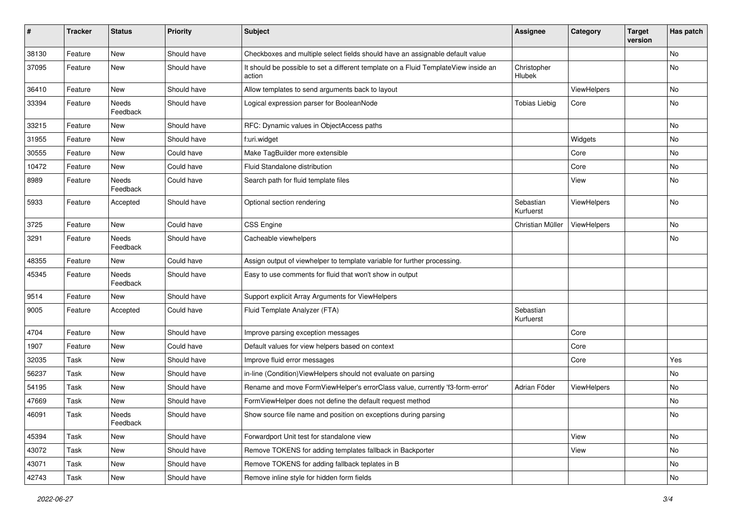| # | Tracker | Status | Priority | Subject | Assignee | Category | Target version | Has patch |
|---|---|---|---|---|---|---|---|---|
| 38130 | Feature | New | Should have | Checkboxes and multiple select fields should have an assignable default value | | | | No |
| 37095 | Feature | New | Should have | It should be possible to set a different template on a Fluid TemplateView inside an action | Christopher Hlubek | | | No |
| 36410 | Feature | New | Should have | Allow templates to send arguments back to layout | | ViewHelpers | | No |
| 33394 | Feature | Needs Feedback | Should have | Logical expression parser for BooleanNode | Tobias Liebig | Core | | No |
| 33215 | Feature | New | Should have | RFC: Dynamic values in ObjectAccess paths | | | | No |
| 31955 | Feature | New | Should have | f:uri.widget | | Widgets | | No |
| 30555 | Feature | New | Could have | Make TagBuilder more extensible | | Core | | No |
| 10472 | Feature | New | Could have | Fluid Standalone distribution | | Core | | No |
| 8989 | Feature | Needs Feedback | Could have | Search path for fluid template files | | View | | No |
| 5933 | Feature | Accepted | Should have | Optional section rendering | Sebastian Kurfuerst | ViewHelpers | | No |
| 3725 | Feature | New | Could have | CSS Engine | Christian Müller | ViewHelpers | | No |
| 3291 | Feature | Needs Feedback | Should have | Cacheable viewhelpers | | | | No |
| 48355 | Feature | New | Could have | Assign output of viewhelper to template variable for further processing. | | | | |
| 45345 | Feature | Needs Feedback | Should have | Easy to use comments for fluid that won't show in output | | | | |
| 9514 | Feature | New | Should have | Support explicit Array Arguments for ViewHelpers | | | | |
| 9005 | Feature | Accepted | Could have | Fluid Template Analyzer (FTA) | Sebastian Kurfuerst | | | |
| 4704 | Feature | New | Should have | Improve parsing exception messages | | Core | | |
| 1907 | Feature | New | Could have | Default values for view helpers based on context | | Core | | |
| 32035 | Task | New | Should have | Improve fluid error messages | | Core | | Yes |
| 56237 | Task | New | Should have | in-line (Condition)ViewHelpers should not evaluate on parsing | | | | No |
| 54195 | Task | New | Should have | Rename and move FormViewHelper's errorClass value, currently 'f3-form-error' | Adrian Föder | ViewHelpers | | No |
| 47669 | Task | New | Should have | FormViewHelper does not define the default request method | | | | No |
| 46091 | Task | Needs Feedback | Should have | Show source file name and position on exceptions during parsing | | | | No |
| 45394 | Task | New | Should have | Forwardport Unit test for standalone view | | View | | No |
| 43072 | Task | New | Should have | Remove TOKENS for adding templates fallback in Backporter | | View | | No |
| 43071 | Task | New | Should have | Remove TOKENS for adding fallback teplates in B | | | | No |
| 42743 | Task | New | Should have | Remove inline style for hidden form fields | | | | No |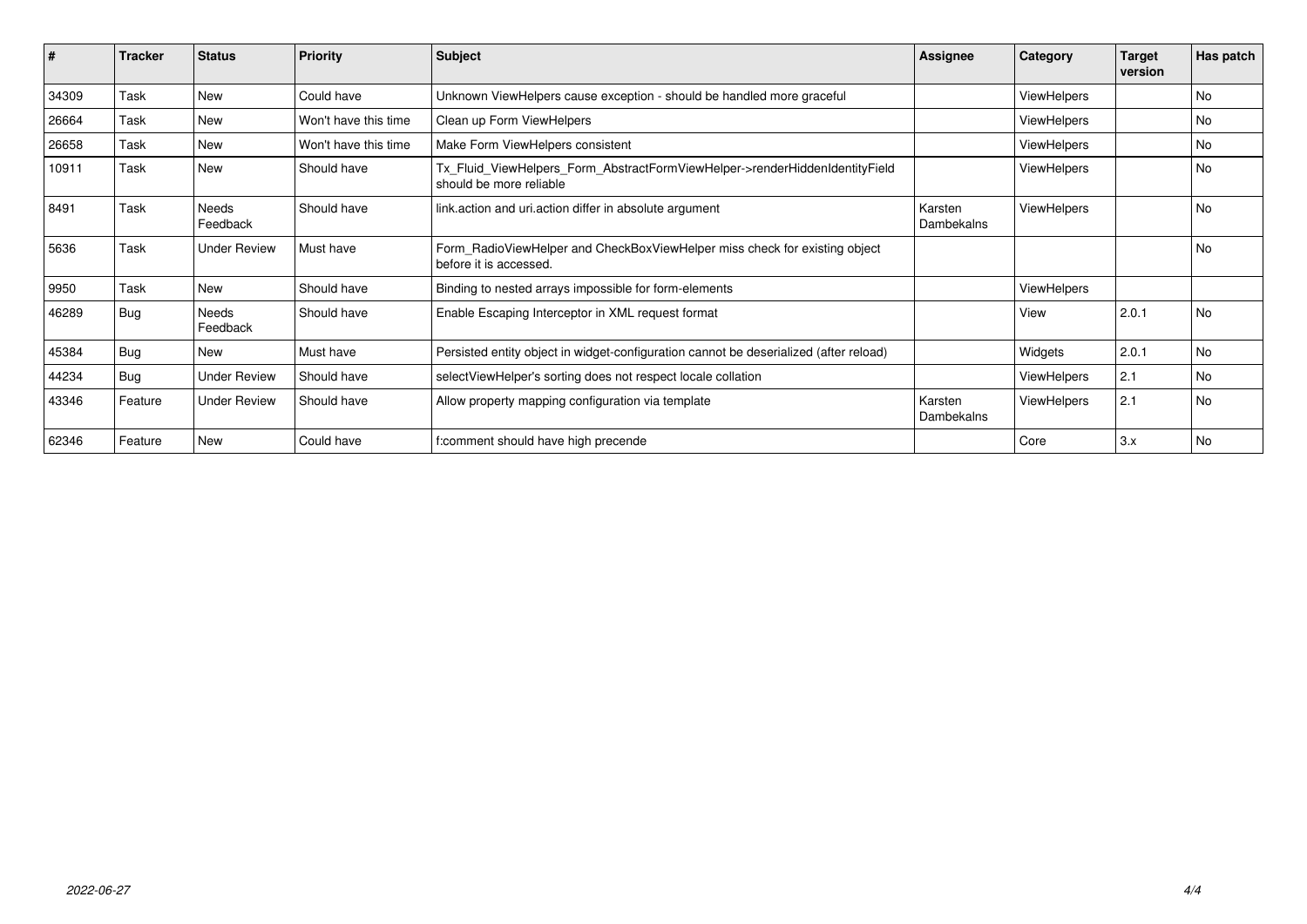| # | Tracker | Status | Priority | Subject | Assignee | Category | Target version | Has patch |
|---|---|---|---|---|---|---|---|---|
| 34309 | Task | New | Could have | Unknown ViewHelpers cause exception - should be handled more graceful | | ViewHelpers | | No |
| 26664 | Task | New | Won't have this time | Clean up Form ViewHelpers | | ViewHelpers | | No |
| 26658 | Task | New | Won't have this time | Make Form ViewHelpers consistent | | ViewHelpers | | No |
| 10911 | Task | New | Should have | Tx_Fluid_ViewHelpers_Form_AbstractFormViewHelper->renderHiddenIdentityField should be more reliable | | ViewHelpers | | No |
| 8491 | Task | Needs Feedback | Should have | link.action and uri.action differ in absolute argument | Karsten Dambekalns | ViewHelpers | | No |
| 5636 | Task | Under Review | Must have | Form_RadioViewHelper and CheckBoxViewHelper miss check for existing object before it is accessed. | | | | No |
| 9950 | Task | New | Should have | Binding to nested arrays impossible for form-elements | | ViewHelpers | | |
| 46289 | Bug | Needs Feedback | Should have | Enable Escaping Interceptor in XML request format | | View | 2.0.1 | No |
| 45384 | Bug | New | Must have | Persisted entity object in widget-configuration cannot be deserialized (after reload) | | Widgets | 2.0.1 | No |
| 44234 | Bug | Under Review | Should have | selectViewHelper's sorting does not respect locale collation | | ViewHelpers | 2.1 | No |
| 43346 | Feature | Under Review | Should have | Allow property mapping configuration via template | Karsten Dambekalns | ViewHelpers | 2.1 | No |
| 62346 | Feature | New | Could have | f:comment should have high precende | | Core | 3.x | No |

*2022-06-27*